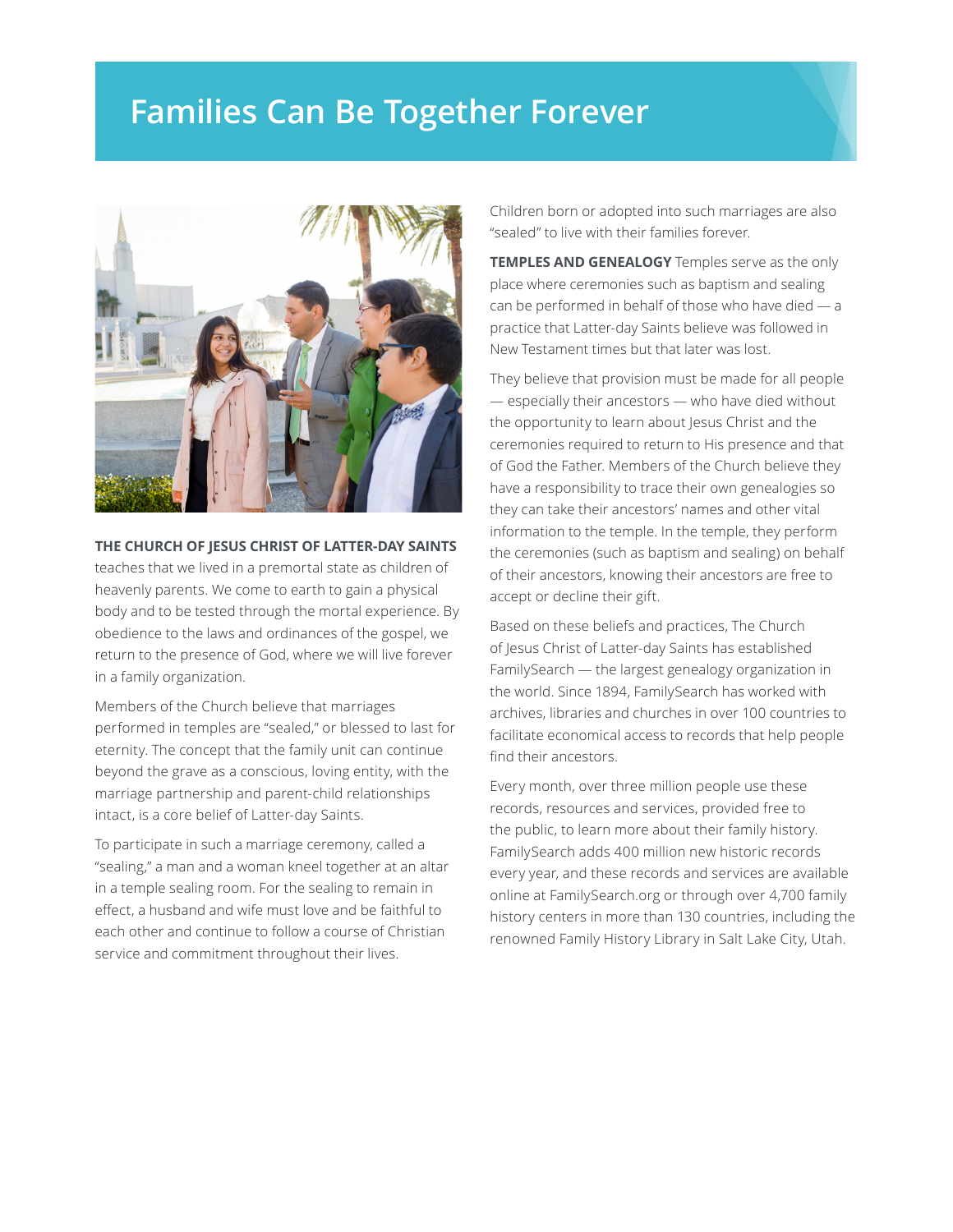# Families Can Be Together Forever

**THE CHURCH OF JESUS CHRIST OF LATTER-DAY SAINTS** teaches that we lived in a premortal state as children of heavenly parents. We come to earth to gain a physical body and to be tested through the mortal experience. By obedience to the laws and ordinances of the gospel, we return to the presence of God, where we will live forever in a family organization.

Members of the Church believe that marriages performed in temples are "sealed," or blessed to last for eternity. The concept that the family unit can continue beyond the grave as a conscious, loving entity, with the marriage partnership and parent-child relationships intact, is a core belief of Latter-day Saints.

To participate in such a marriage ceremony, called a "sealing," a man and a woman kneel together at an altar in a temple sealing room. For the sealing to remain in effect, a husband and wife must love and be faithful to each other and continue to follow a course of Christian service and commitment throughout their lives.

Children born or adopted into such marriages are also "sealed" to live with their families forever.

**TEMPLES AND GENEALOGY** Temples serve as the only place where ceremonies such as baptism and sealing can be performed in behalf of those who have died — a practice that Latter-day Saints believe was followed in New Testament times but that later was lost.

They believe that provision must be made for all people — especially their ancestors — who have died without the opportunity to learn about Jesus Christ and the ceremonies required to return to His presence and that of God the Father. Members of the Church believe they have a responsibility to trace their own genealogies so they can take their ancestors' names and other vital information to the temple. In the temple, they perform the ceremonies (such as baptism and sealing) on behalf of their ancestors, knowing their ancestors are free to accept or decline their gift.

Based on these beliefs and practices, The Church of Jesus Christ of Latter-day Saints has established FamilySearch — the largest genealogy organization in the world. Since 1894, FamilySearch has worked with archives, libraries and churches in over 100 countries to facilitate economical access to records that help people find their ancestors.

Every month, over three million people use these records, resources and services, provided free to the public, to learn more about their family history. FamilySearch adds 400 million new historic records every year, and these records and services are available online at FamilySearch.org or through over 4,700 family history centers in more than 130 countries, including the renowned Family History Library in Salt Lake City, Utah.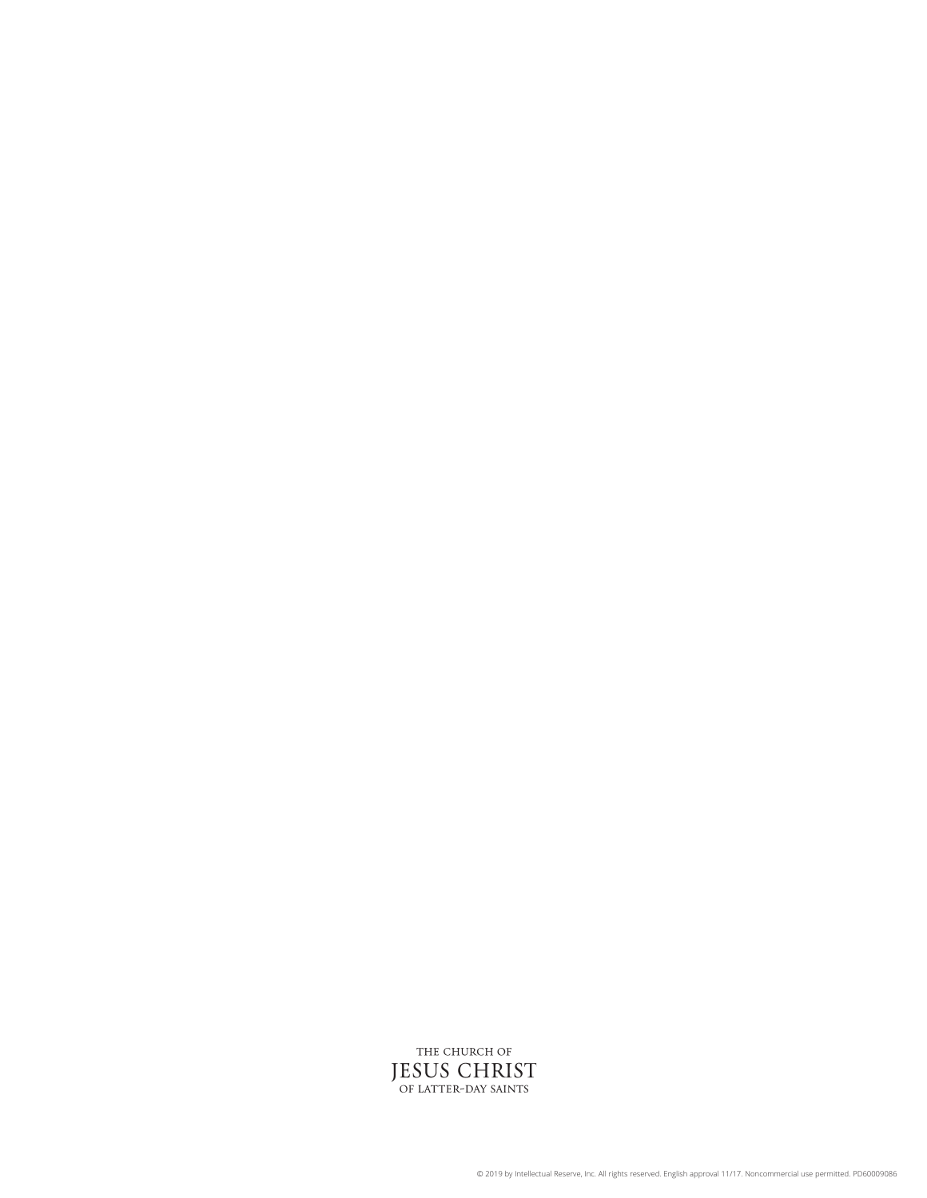THE CHURCH OF
JESUS CHRIST
OF LATTER-DAY SAINTS

© 2019 by Intellectual Reserve, Inc. All rights reserved. English approval 11/17. Noncommercial use permitted. PD60009086